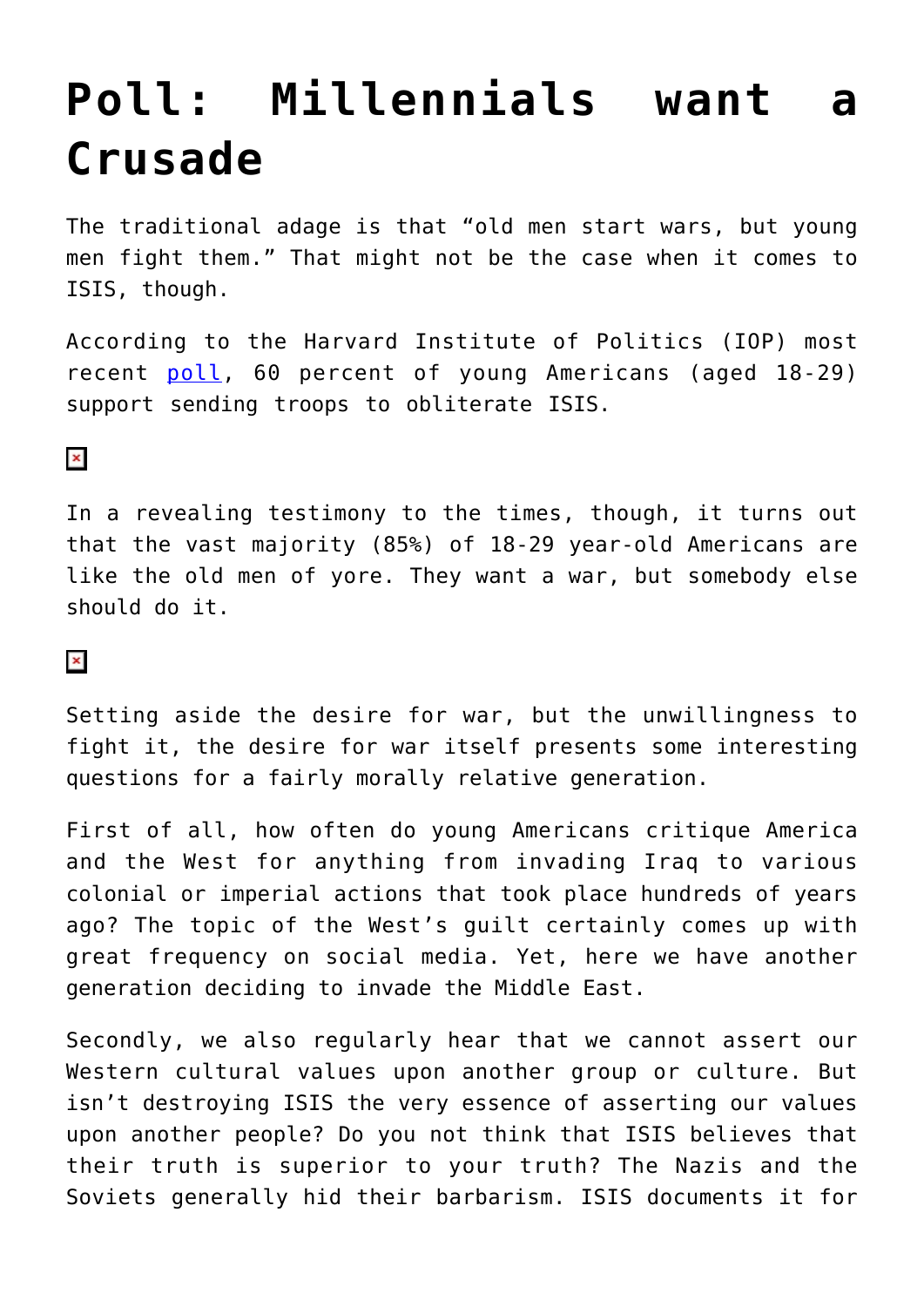# Poll: Millennials want a Crusade

The traditional adage is that "old men start wars, but young men fight them." That might not be the case when it comes to ISIS, though.

According to the Harvard Institute of Politics (IOP) most recent poll, 60 percent of young Americans (aged 18-29) support sending troops to obliterate ISIS.

In a revealing testimony to the times, though, it turns out that the vast majority (85%) of 18-29 year-old Americans are like the old men of yore. They want a war, but somebody else should do it.

Setting aside the desire for war, but the unwillingness to fight it, the desire for war itself presents some interesting questions for a fairly morally relative generation.

First of all, how often do young Americans critique America and the West for anything from invading Iraq to various colonial or imperial actions that took place hundreds of years ago? The topic of the West's guilt certainly comes up with great frequency on social media. Yet, here we have another generation deciding to invade the Middle East.

Secondly, we also regularly hear that we cannot assert our Western cultural values upon another group or culture. But isn't destroying ISIS the very essence of asserting our values upon another people? Do you not think that ISIS believes that their truth is superior to your truth? The Nazis and the Soviets generally hid their barbarism. ISIS documents it for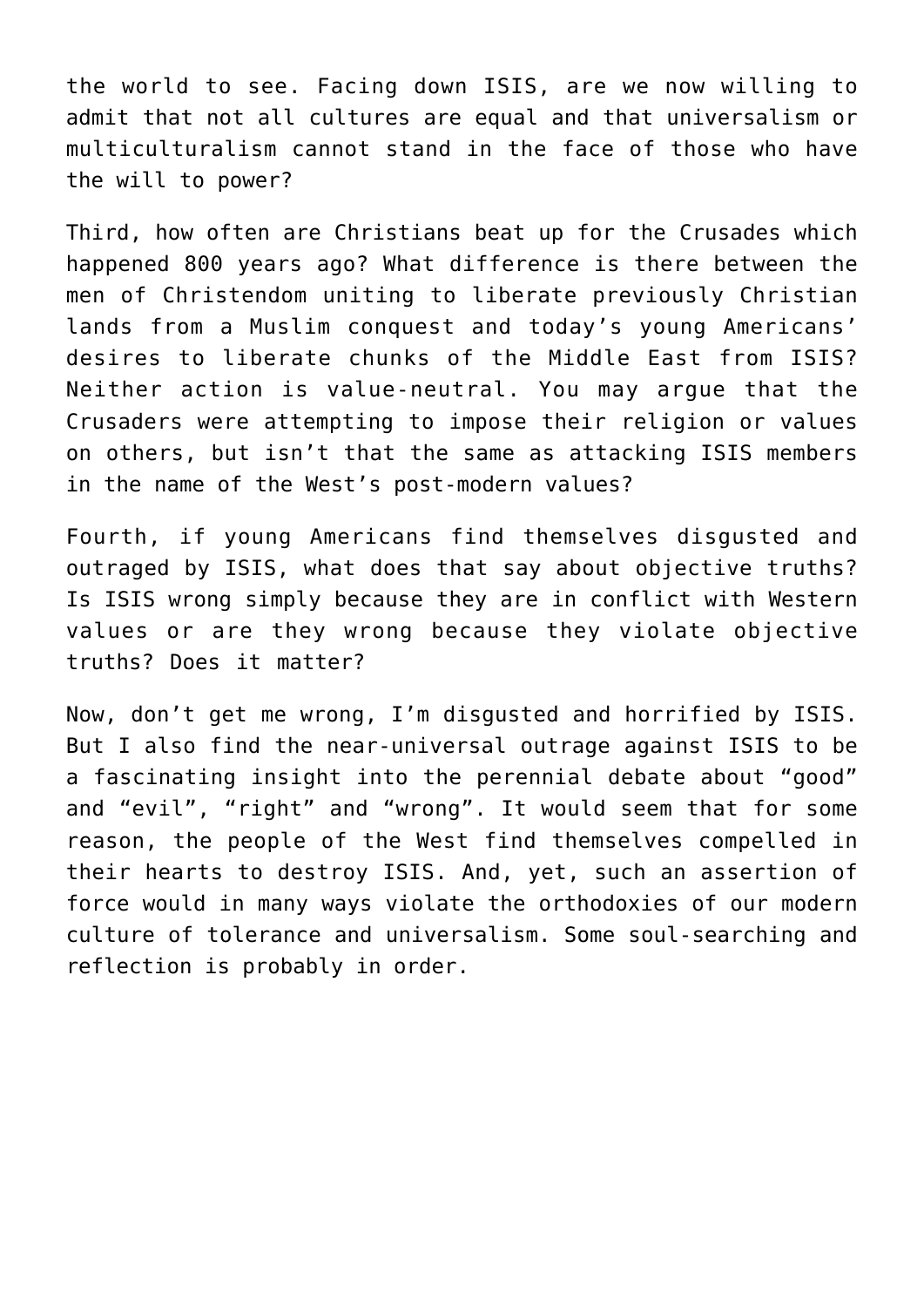the world to see. Facing down ISIS, are we now willing to admit that not all cultures are equal and that universalism or multiculturalism cannot stand in the face of those who have the will to power?

Third, how often are Christians beat up for the Crusades which happened 800 years ago? What difference is there between the men of Christendom uniting to liberate previously Christian lands from a Muslim conquest and today's young Americans' desires to liberate chunks of the Middle East from ISIS? Neither action is value-neutral. You may argue that the Crusaders were attempting to impose their religion or values on others, but isn't that the same as attacking ISIS members in the name of the West's post-modern values?

Fourth, if young Americans find themselves disgusted and outraged by ISIS, what does that say about objective truths? Is ISIS wrong simply because they are in conflict with Western values or are they wrong because they violate objective truths? Does it matter?

Now, don't get me wrong, I'm disgusted and horrified by ISIS. But I also find the near-universal outrage against ISIS to be a fascinating insight into the perennial debate about "good" and "evil", "right" and "wrong". It would seem that for some reason, the people of the West find themselves compelled in their hearts to destroy ISIS. And, yet, such an assertion of force would in many ways violate the orthodoxies of our modern culture of tolerance and universalism. Some soul-searching and reflection is probably in order.